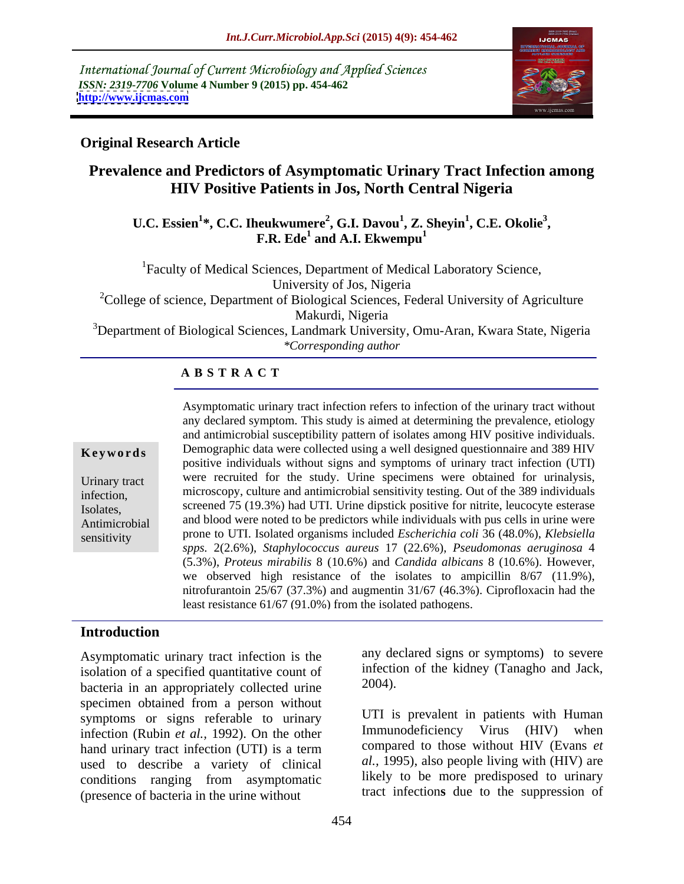International Journal of Current Microbiology and Applied Sciences
*ISSN: 2319-7706* **Volume 4 Number 9 (2015) pp. 454-462**
**http://www.ijcmas.com**

**Original Research Article**

# Prevalence and Predictors of Asymptomatic Urinary Tract Infection among HIV Positive Patients in Jos, North Central Nigeria

**U.C. Essien[1]\*, C.C. Iheukwumere[2], G.I. Davou[1], Z. Sheyin[1], C.E. Okolie[3], F.R. Ede[1] and A.I. Ekwempu[1]**

[1]Faculty of Medical Sciences, Department of Medical Laboratory Science, University of Jos, Nigeria
[2]College of science, Department of Biological Sciences, Federal University of Agriculture Makurdi, Nigeria
[3]Department of Biological Sciences, Landmark University, Omu-Aran, Kwara State, Nigeria
*\*Corresponding author*

## ABSTRACT

**Keywords**

Urinary tract infection, Isolates, Antimicrobial sensitivity

Asymptomatic urinary tract infection refers to infection of the urinary tract without any declared symptom. This study is aimed at determining the prevalence, etiology and antimicrobial susceptibility pattern of isolates among HIV positive individuals. Demographic data were collected using a well designed questionnaire and 389 HIV positive individuals without signs and symptoms of urinary tract infection (UTI) were recruited for the study. Urine specimens were obtained for urinalysis, microscopy, culture and antimicrobial sensitivity testing. Out of the 389 individuals screened 75 (19.3%) had UTI. Urine dipstick positive for nitrite, leucocyte esterase and blood were noted to be predictors while individuals with pus cells in urine were prone to UTI. Isolated organisms included *Escherichia coli* 36 (48.0%), *Klebsiella spps.* 2(2.6%), *Staphylococcus aureus* 17 (22.6%), *Pseudomonas aeruginosa* 4 (5.3%), *Proteus mirabilis* 8 (10.6%) and *Candida albicans* 8 (10.6%). However, we observed high resistance of the isolates to ampicillin 8/67 (11.9%), nitrofurantoin 25/67 (37.3%) and augmentin 31/67 (46.3%). Ciprofloxacin had the least resistance 61/67 (91.0%) from the isolated pathogens.

## Introduction

Asymptomatic urinary tract infection is the isolation of a specified quantitative count of bacteria in an appropriately collected urine specimen obtained from a person without symptoms or signs referable to urinary infection (Rubin *et al.,* 1992). On the other hand urinary tract infection (UTI) is a term used to describe a variety of clinical conditions ranging from asymptomatic (presence of bacteria in the urine without any declared signs or symptoms) to severe infection of the kidney (Tanagho and Jack, 2004).

UTI is prevalent in patients with Human Immunodeficiency Virus (HIV) when compared to those without HIV (Evans *et al.,* 1995), also people living with (HIV) are likely to be more predisposed to urinary tract infection**s** due to the suppression of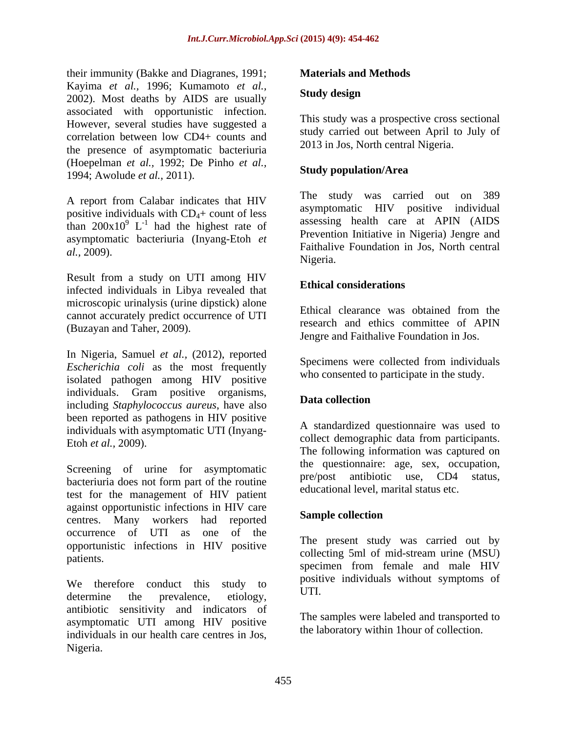their immunity (Bakke and Diagranes, 1991; Kayima *et al.,* 1996; Kumamoto *et al.,* 2002). Most deaths by AIDS are usually associated with opportunistic infection. However, several studies have suggested a correlation between low CD4+ counts and the presence of asymptomatic bacteriuria (Hoepelman *et al.,* 1992; De Pinho *et al.,* 1994; Awolude *et al.,* 2011).

A report from Calabar indicates that HIV positive individuals with $CD_4$+ count of less than $200x10^9$ $L^{-1}$ had the highest rate of asymptomatic bacteriuria (Inyang-Etoh *et al.,* 2009).

Result from a study on UTI among HIV infected individuals in Libya revealed that microscopic urinalysis (urine dipstick) alone cannot accurately predict occurrence of UTI (Buzayan and Taher, 2009).

In Nigeria, Samuel *et al.,* (2012), reported *Escherichia coli* as the most frequently isolated pathogen among HIV positive individuals. Gram positive organisms, including *Staphylococcus aureus*, have also been reported as pathogens in HIV positive individuals with asymptomatic UTI (Inyang-Etoh *et al.,* 2009).

Screening of urine for asymptomatic bacteriuria does not form part of the routine test for the management of HIV patient against opportunistic infections in HIV care centres. Many workers had reported occurrence of UTI as one of the opportunistic infections in HIV positive patients.

We therefore conduct this study to determine the prevalence, etiology, antibiotic sensitivity and indicators of asymptomatic UTI among HIV positive individuals in our health care centres in Jos, Nigeria.

## Materials and Methods

### Study design

This study was a prospective cross sectional study carried out between April to July of 2013 in Jos, North central Nigeria.

### Study population/Area

The study was carried out on 389 asymptomatic HIV positive individual assessing health care at APIN (AIDS Prevention Initiative in Nigeria) Jengre and Faithalive Foundation in Jos, North central Nigeria.

### Ethical considerations

Ethical clearance was obtained from the research and ethics committee of APIN Jengre and Faithalive Foundation in Jos.

Specimens were collected from individuals who consented to participate in the study.

### Data collection

A standardized questionnaire was used to collect demographic data from participants. The following information was captured on the questionnaire: age, sex, occupation, pre/post antibiotic use, CD4 status, educational level, marital status etc.

### Sample collection

The present study was carried out by collecting 5ml of mid-stream urine (MSU) specimen from female and male HIV positive individuals without symptoms of UTI.

The samples were labeled and transported to the laboratory within 1hour of collection.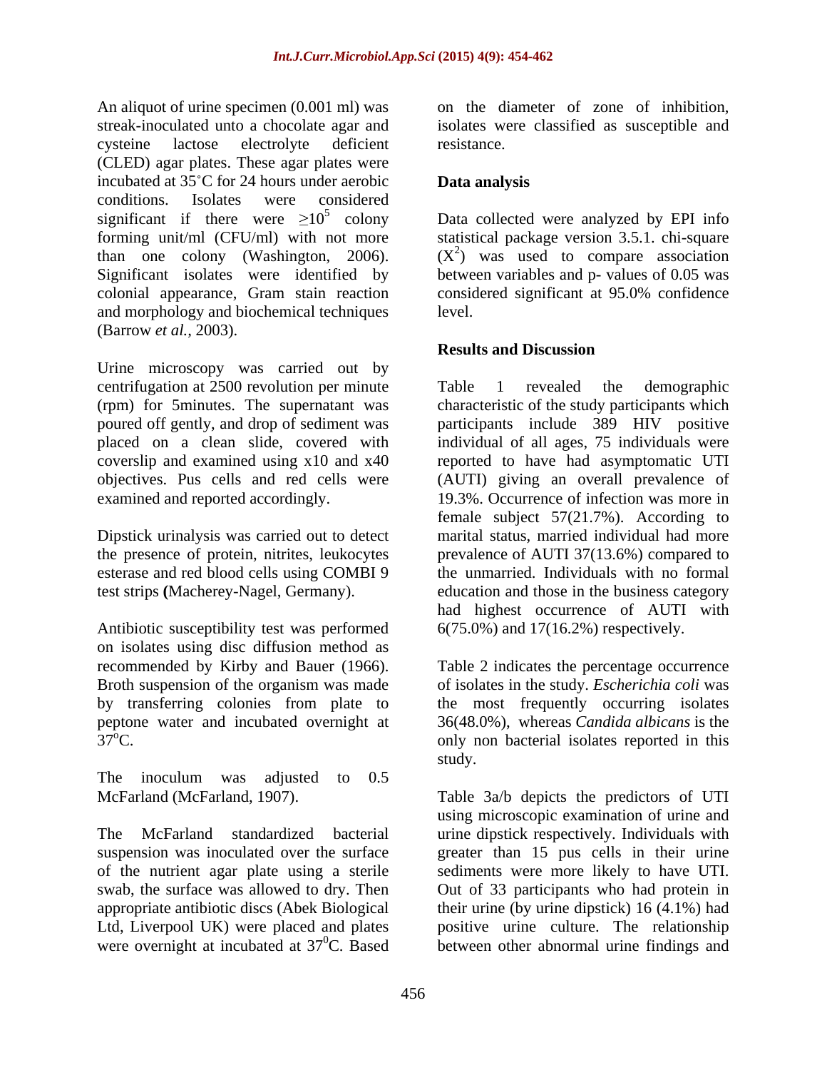An aliquot of urine specimen (0.001 ml) was streak-inoculated unto a chocolate agar and cysteine lactose electrolyte deficient (CLED) agar plates. These agar plates were incubated at 35˚C for 24 hours under aerobic conditions. Isolates were considered significant if there were $\geq 10^5$ colony forming unit/ml (CFU/ml) with not more than one colony (Washington, 2006). Significant isolates were identified by colonial appearance, Gram stain reaction and morphology and biochemical techniques (Barrow *et al.,* 2003).

Urine microscopy was carried out by centrifugation at 2500 revolution per minute (rpm) for 5minutes. The supernatant was poured off gently, and drop of sediment was placed on a clean slide, covered with coverslip and examined using x10 and x40 objectives. Pus cells and red cells were examined and reported accordingly.

Dipstick urinalysis was carried out to detect the presence of protein, nitrites, leukocytes esterase and red blood cells using COMBI 9 test strips **(**Macherey-Nagel, Germany).

Antibiotic susceptibility test was performed on isolates using disc diffusion method as recommended by Kirby and Bauer (1966). Broth suspension of the organism was made by transferring colonies from plate to peptone water and incubated overnight at $37^{o}$C.

The inoculum was adjusted to 0.5 McFarland (McFarland, 1907).

The McFarland standardized bacterial suspension was inoculated over the surface of the nutrient agar plate using a sterile swab, the surface was allowed to dry. Then appropriate antibiotic discs (Abek Biological Ltd, Liverpool UK) were placed and plates were overnight at incubated at $37^{0}$C. Based on the diameter of zone of inhibition, isolates were classified as susceptible and resistance.

## Data analysis

Data collected were analyzed by EPI info statistical package version 3.5.1. chi-square ($X^2$) was used to compare association between variables and p- values of 0.05 was considered significant at 95.0% confidence level.

## Results and Discussion

Table 1 revealed the demographic characteristic of the study participants which participants include 389 HIV positive individual of all ages, 75 individuals were reported to have had asymptomatic UTI (AUTI) giving an overall prevalence of 19.3%. Occurrence of infection was more in female subject 57(21.7%). According to marital status, married individual had more prevalence of AUTI 37(13.6%) compared to the unmarried. Individuals with no formal education and those in the business category had highest occurrence of AUTI with 6(75.0%) and 17(16.2%) respectively.

Table 2 indicates the percentage occurrence of isolates in the study. *Escherichia coli* was the most frequently occurring isolates 36(48.0%), whereas *Candida albicans* is the only non bacterial isolates reported in this study.

Table 3a/b depicts the predictors of UTI using microscopic examination of urine and urine dipstick respectively. Individuals with greater than 15 pus cells in their urine sediments were more likely to have UTI. Out of 33 participants who had protein in their urine (by urine dipstick) 16 (4.1%) had positive urine culture. The relationship between other abnormal urine findings and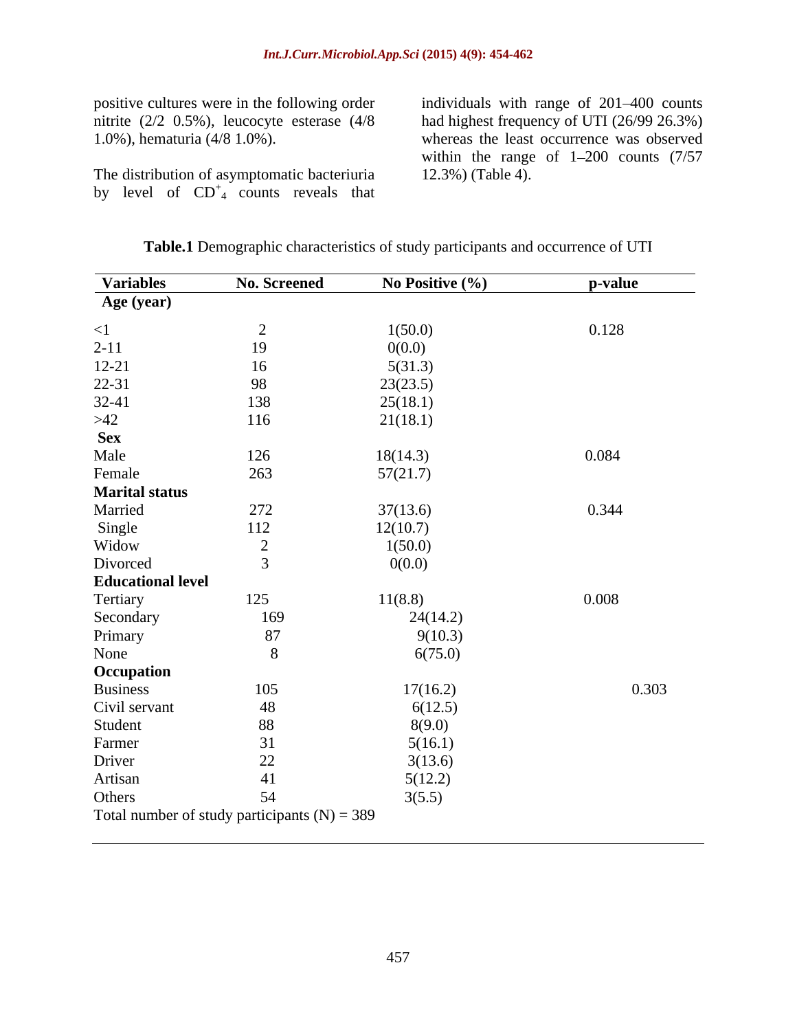positive cultures were in the following order nitrite (2/2 0.5%), leucocyte esterase (4/8 1.0%), hematuria (4/8 1.0%).

The distribution of asymptomatic bacteriuria by level of $CD^{+}_{4}$ counts reveals that individuals with range of 201–400 counts had highest frequency of UTI (26/99 26.3%) whereas the least occurrence was observed within the range of 1–200 counts (7/57 12.3%) (Table 4).

**Table.1** Demographic characteristics of study participants and occurrence of UTI

| Variables | No. Screened | No Positive (%) | p-value |
|---|---|---|---|
| **Age (year)** | | | |
| <1 | 2 | 1(50.0) | 0.128 |
| 2-11 | 19 | 0(0.0) | |
| 12-21 | 16 | 5(31.3) | |
| 22-31 | 98 | 23(23.5) | |
| 32-41 | 138 | 25(18.1) | |
| >42 | 116 | 21(18.1) | |
| **Sex** | | | |
| Male | 126 | 18(14.3) | 0.084 |
| Female | 263 | 57(21.7) | |
| **Marital status** | | | |
| Married | 272 | 37(13.6) | 0.344 |
| Single | 112 | 12(10.7) | |
| Widow | 2 | 1(50.0) | |
| Divorced | 3 | 0(0.0) | |
| **Educational level** | | | |
| Tertiary | 125 | 11(8.8) | 0.008 |
| Secondary | 169 | 24(14.2) | |
| Primary | 87 | 9(10.3) | |
| None | 8 | 6(75.0) | |
| **Occupation** | | | |
| Business | 105 | 17(16.2) | 0.303 |
| Civil servant | 48 | 6(12.5) | |
| Student | 88 | 8(9.0) | |
| Farmer | 31 | 5(16.1) | |
| Driver | 22 | 3(13.6) | |
| Artisan | 41 | 5(12.2) | |
| Others | 54 | 3(5.5) | |

Total number of study participants (N) = 389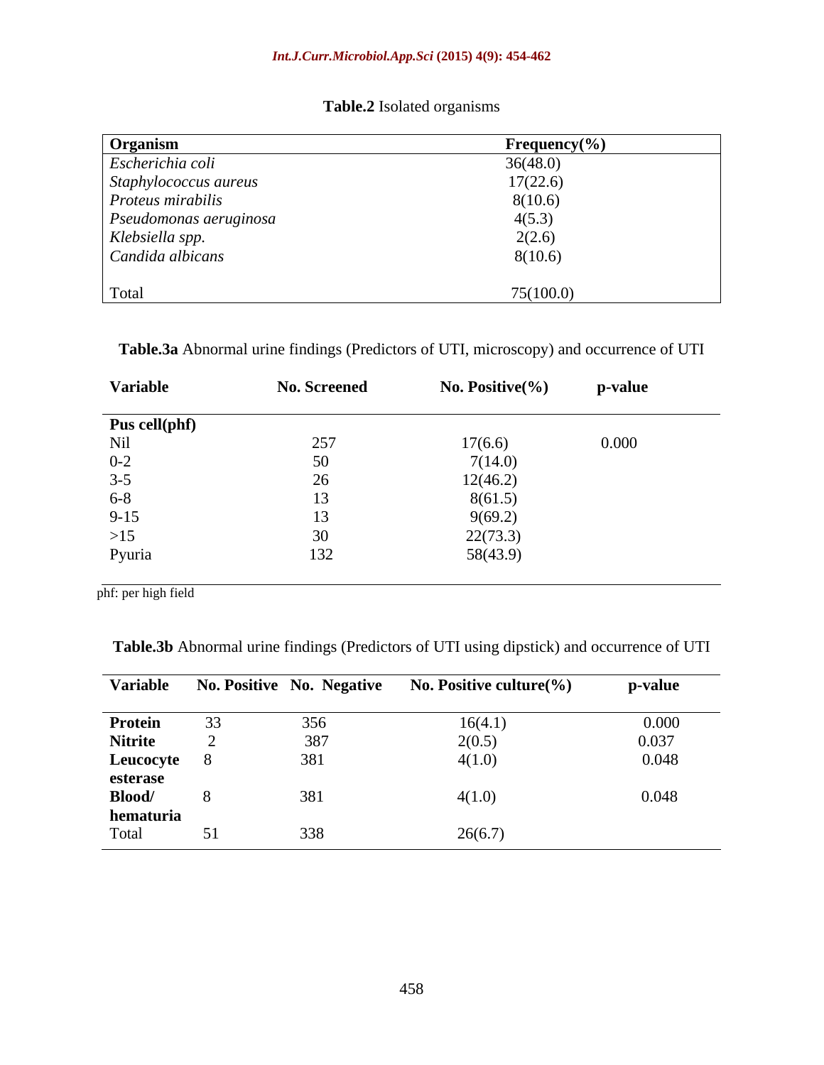**Table.2** Isolated organisms

| Organism | Frequency(%) |
|---|---|
| *Escherichia coli* | 36(48.0) |
| *Staphylococcus aureus* | 17(22.6) |
| *Proteus mirabilis* | 8(10.6) |
| *Pseudomonas aeruginosa* | 4(5.3) |
| *Klebsiella spp.* | 2(2.6) |
| *Candida albicans* | 8(10.6) |
| Total | 75(100.0) |

**Table.3a** Abnormal urine findings (Predictors of UTI, microscopy) and occurrence of UTI

| Variable | No. Screened | No. Positive(%) | p-value |
|---|---|---|---|
| **Pus cell(phf)** | | | |
| Nil | 257 | 17(6.6) | 0.000 |
| 0-2 | 50 | 7(14.0) | |
| 3-5 | 26 | 12(46.2) | |
| 6-8 | 13 | 8(61.5) | |
| 9-15 | 13 | 9(69.2) | |
| >15 | 30 | 22(73.3) | |
| Pyuria | 132 | 58(43.9) | |

phf: per high field

**Table.3b** Abnormal urine findings (Predictors of UTI using dipstick) and occurrence of UTI

| Variable | No. Positive | No. Negative | No. Positive culture(%) | p-value |
|---|---|---|---|---|
| **Protein** | 33 | 356 | 16(4.1) | 0.000 |
| **Nitrite** | 2 | 387 | 2(0.5) | 0.037 |
| **Leucocyte esterase** | 8 | 381 | 4(1.0) | 0.048 |
| **Blood/ hematuria** | 8 | 381 | 4(1.0) | 0.048 |
| Total | 51 | 338 | 26(6.7) | |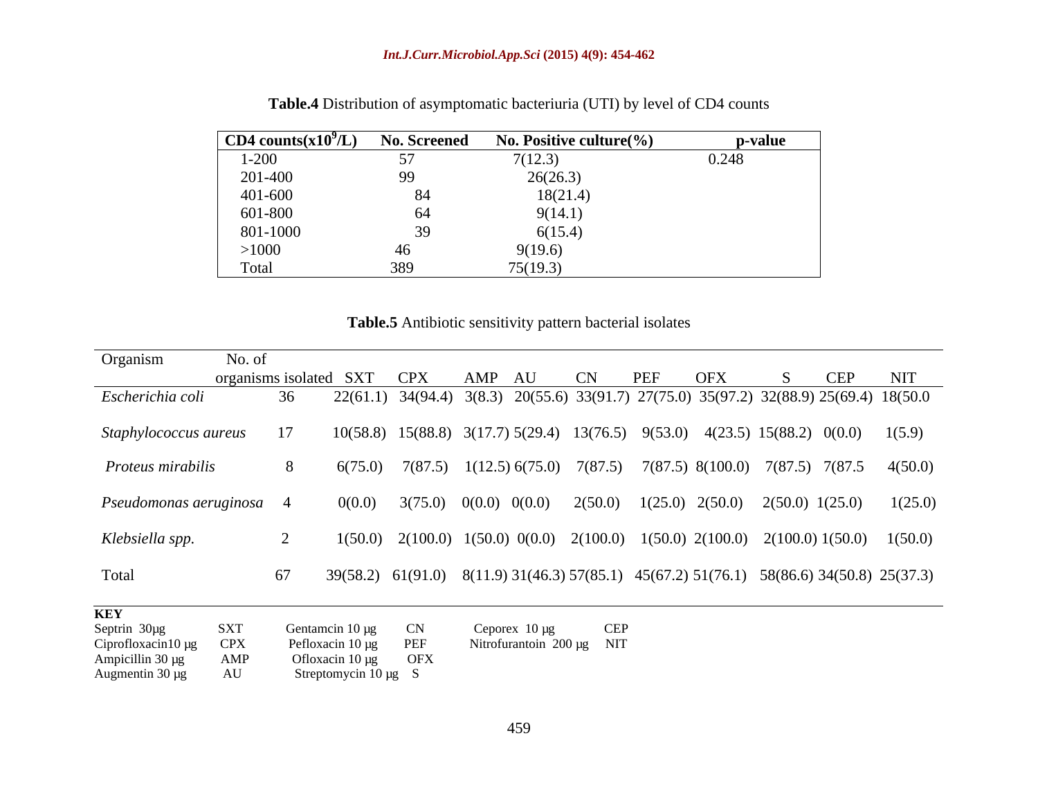**Table.4** Distribution of asymptomatic bacteriuria (UTI) by level of CD4 counts

| CD4 counts($x10^9$/L) | No. Screened | No. Positive culture(%) | p-value |
|---|---|---|---|
| 1-200 | 57 | 7(12.3) | 0.248 |
| 201-400 | 99 | 26(26.3) | |
| 401-600 | 84 | 18(21.4) | |
| 601-800 | 64 | 9(14.1) | |
| 801-1000 | 39 | 6(15.4) | |
| >1000 | 46 | 9(19.6) | |
| Total | 389 | 75(19.3) | |

**Table.5** Antibiotic sensitivity pattern bacterial isolates

| Organism | No. of organisms isolated | SXT | CPX | AMP | AU | CN | PEF | OFX | S | CEP | NIT |
|---|---|---|---|---|---|---|---|---|---|---|---|
| *Escherichia coli* | 36 | 22(61.1) | 34(94.4) | 3(8.3) | 20(55.6) | 33(91.7) | 27(75.0) | 35(97.2) | 32(88.9) | 25(69.4) | 18(50.0 |
| *Staphylococcus aureus* | 17 | 10(58.8) | 15(88.8) | 3(17.7) | 5(29.4) | 13(76.5) | 9(53.0) | 4(23.5) | 15(88.2) | 0(0.0) | 1(5.9) |
| *Proteus mirabilis* | 8 | 6(75.0) | 7(87.5) | 1(12.5) | 6(75.0) | 7(87.5) | 7(87.5) | 8(100.0) | 7(87.5) | 7(87.5 | 4(50.0) |
| *Pseudomonas aeruginosa* | 4 | 0(0.0) | 3(75.0) | 0(0.0) | 0(0.0) | 2(50.0) | 1(25.0) | 2(50.0) | 2(50.0) | 1(25.0) | 1(25.0) |
| *Klebsiella spp.* | 2 | 1(50.0) | 2(100.0) | 1(50.0) | 0(0.0) | 2(100.0) | 1(50.0) | 2(100.0) | 2(100.0) | 1(50.0) | 1(50.0) |
| Total | 67 | 39(58.2) | 61(91.0) | 8(11.9) | 31(46.3) | 57(85.1) | 45(67.2) | 51(76.1) | 58(86.6) | 34(50.8) | 25(37.3) |

**KEY**

| | | | | | |
|---|---|---|---|---|---|
| Septrin 30µg | SXT | Gentamcin 10 µg | CN | Ceporex 10 µg | CEP |
| Ciprofloxacin10 µg | CPX | Pefloxacin 10 µg | PEF | Nitrofurantoin 200 µg | NIT |
| Ampicillin 30 µg | AMP | Ofloxacin 10 µg | OFX | | |
| Augmentin 30 µg | AU | Streptomycin 10 µg | S | | |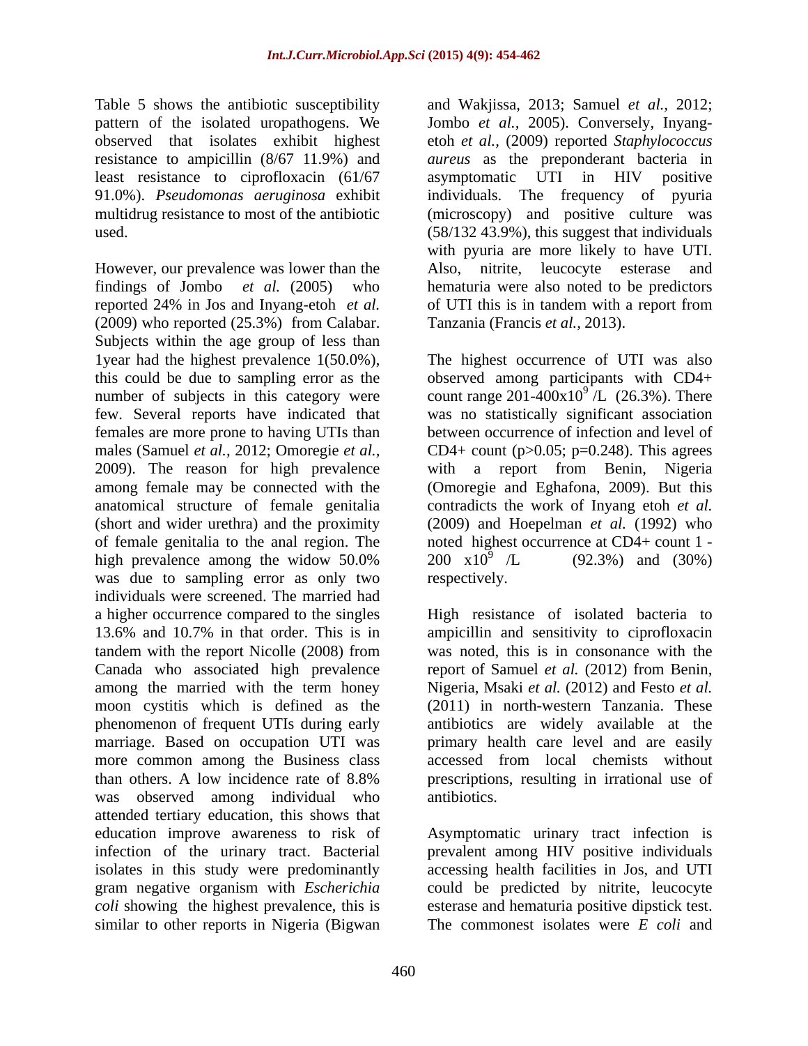Table 5 shows the antibiotic susceptibility pattern of the isolated uropathogens. We observed that isolates exhibit highest resistance to ampicillin (8/67 11.9%) and least resistance to ciprofloxacin (61/67 91.0%). *Pseudomonas aeruginosa* exhibit multidrug resistance to most of the antibiotic used.

However, our prevalence was lower than the findings of Jombo *et al.* (2005) who reported 24% in Jos and Inyang-etoh *et al.* (2009) who reported (25.3%) from Calabar. Subjects within the age group of less than 1year had the highest prevalence 1(50.0%), this could be due to sampling error as the number of subjects in this category were few. Several reports have indicated that females are more prone to having UTIs than males (Samuel *et al.,* 2012; Omoregie *et al.,* 2009). The reason for high prevalence among female may be connected with the anatomical structure of female genitalia (short and wider urethra) and the proximity of female genitalia to the anal region. The high prevalence among the widow 50.0% was due to sampling error as only two individuals were screened. The married had a higher occurrence compared to the singles 13.6% and 10.7% in that order. This is in tandem with the report Nicolle (2008) from Canada who associated high prevalence among the married with the term honey moon cystitis which is defined as the phenomenon of frequent UTIs during early marriage. Based on occupation UTI was more common among the Business class than others. A low incidence rate of 8.8% was observed among individual who attended tertiary education, this shows that education improve awareness to risk of infection of the urinary tract. Bacterial isolates in this study were predominantly gram negative organism with *Escherichia coli* showing the highest prevalence, this is similar to other reports in Nigeria (Bigwan and Wakjissa, 2013; Samuel *et al.,* 2012; Jombo *et al.,* 2005). Conversely, Inyang-etoh *et al.,* (2009) reported *Staphylococcus aureus* as the preponderant bacteria in asymptomatic UTI in HIV positive individuals. The frequency of pyuria (microscopy) and positive culture was (58/132 43.9%), this suggest that individuals with pyuria are more likely to have UTI. Also, nitrite, leucocyte esterase and hematuria were also noted to be predictors of UTI this is in tandem with a report from Tanzania (Francis *et al.,* 2013).

The highest occurrence of UTI was also observed among participants with CD4+ count range 201-400x$10^9$/L (26.3%). There was no statistically significant association between occurrence of infection and level of CD4+ count ($p>0.05$; $p=0.248$). This agrees with a report from Benin, Nigeria (Omoregie and Eghafona, 2009). But this contradicts the work of Inyang etoh *et al.* (2009) and Hoepelman *et al.* (1992) who noted highest occurrence at CD4+ count 1 - 200 x$10^9$ /L (92.3%) and (30%) respectively.

High resistance of isolated bacteria to ampicillin and sensitivity to ciprofloxacin was noted, this is in consonance with the report of Samuel *et al.* (2012) from Benin, Nigeria, Msaki *et al.* (2012) and Festo *et al.* (2011) in north-western Tanzania. These antibiotics are widely available at the primary health care level and are easily accessed from local chemists without prescriptions, resulting in irrational use of antibiotics.

Asymptomatic urinary tract infection is prevalent among HIV positive individuals accessing health facilities in Jos, and UTI could be predicted by nitrite, leucocyte esterase and hematuria positive dipstick test. The commonest isolates were *E coli* and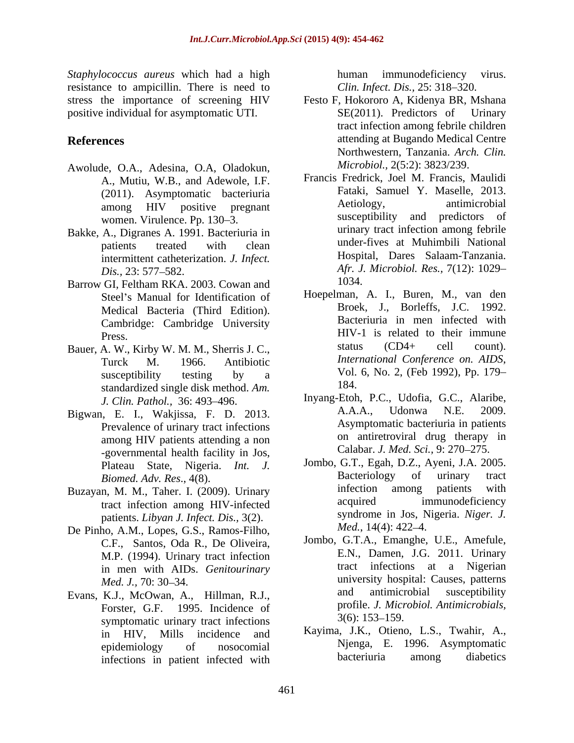*Staphylococcus aureus* which had a high resistance to ampicillin. There is need to stress the importance of screening HIV positive individual for asymptomatic UTI.

## References

Awolude, O.A., Adesina, O.A, Oladokun, A., Mutiu, W.B., and Adewole, I.F. (2011). Asymptomatic bacteriuria among HIV positive pregnant women. Virulence. Pp. 130–3.

Bakke, A., Digranes A. 1991. Bacteriuria in patients treated with clean intermittent catheterization. *J. Infect. Dis.*, 23: 577–582.

Barrow GI, Feltham RKA. 2003. Cowan and Steel's Manual for Identification of Medical Bacteria (Third Edition). Cambridge: Cambridge University Press.

Bauer, A. W., Kirby W. M. M., Sherris J. C., Turck M. 1966. Antibiotic susceptibility testing by a standardized single disk method. *Am. J. Clin. Pathol.,* 36: 493–496.

Bigwan, E. I., Wakjissa, F. D. 2013. Prevalence of urinary tract infections among HIV patients attending a non -governmental health facility in Jos, Plateau State, Nigeria. *Int. J. Biomed. Adv. Res*., 4(8).

Buzayan, M. M., Taher. I. (2009). Urinary tract infection among HIV-infected patients. *Libyan J. Infect. Dis.,* 3(2).

De Pinho, A.M., Lopes, G.S., Ramos-Filho, C.F., Santos, Oda R., De Oliveira, M.P. (1994). Urinary tract infection in men with AIDs. *Genitourinary Med. J.,* 70: 30–34.

Evans, K.J., McOwan, A., Hillman, R.J., Forster, G.F. 1995. Incidence of symptomatic urinary tract infections in HIV, Mills incidence and epidemiology of nosocomial infections in patient infected with human immunodeficiency virus. *Clin. Infect. Dis.,* 25: 318–320.

Festo F, Hokororo A, Kidenya BR, Mshana SE(2011). Predictors of Urinary tract infection among febrile children attending at Bugando Medical Centre Northwestern, Tanzania. *Arch. Clin. Microbiol.,* 2(5:2): 3823/239.

Francis Fredrick, Joel M. Francis, Maulidi Fataki, Samuel Y. Maselle, 2013. Aetiology, antimicrobial susceptibility and predictors of urinary tract infection among febrile under-fives at Muhimbili National Hospital, Dares Salaam-Tanzania. *Afr. J. Microbiol. Res.,* 7(12): 1029–1034.

Hoepelman, A. I., Buren, M., van den Broek, J., Borleffs, J.C. 1992. Bacteriuria in men infected with HIV-1 is related to their immune status (CD4+ cell count). *International Conference on. AIDS*, Vol. 6, No. 2, (Feb 1992), Pp. 179–184.

Inyang-Etoh, P.C., Udofia, G.C., Alaribe, A.A.A., Udonwa N.E. 2009. Asymptomatic bacteriuria in patients on antiretroviral drug therapy in Calabar. *J. Med. Sci.,* 9: 270–275.

Jombo, G.T., Egah, D.Z., Ayeni, J.A. 2005. Bacteriology of urinary tract infection among patients with acquired immunodeficiency syndrome in Jos, Nigeria. *Niger. J. Med.*, 14(4): 422–4.

Jombo, G.T.A., Emanghe, U.E., Amefule, E.N., Damen, J.G. 2011. Urinary tract infections at a Nigerian university hospital: Causes, patterns and antimicrobial susceptibility profile. *J. Microbiol. Antimicrobials,* 3(6): 153–159.

Kayima, J.K., Otieno, L.S., Twahir, A., Njenga, E. 1996. Asymptomatic bacteriuria among diabetics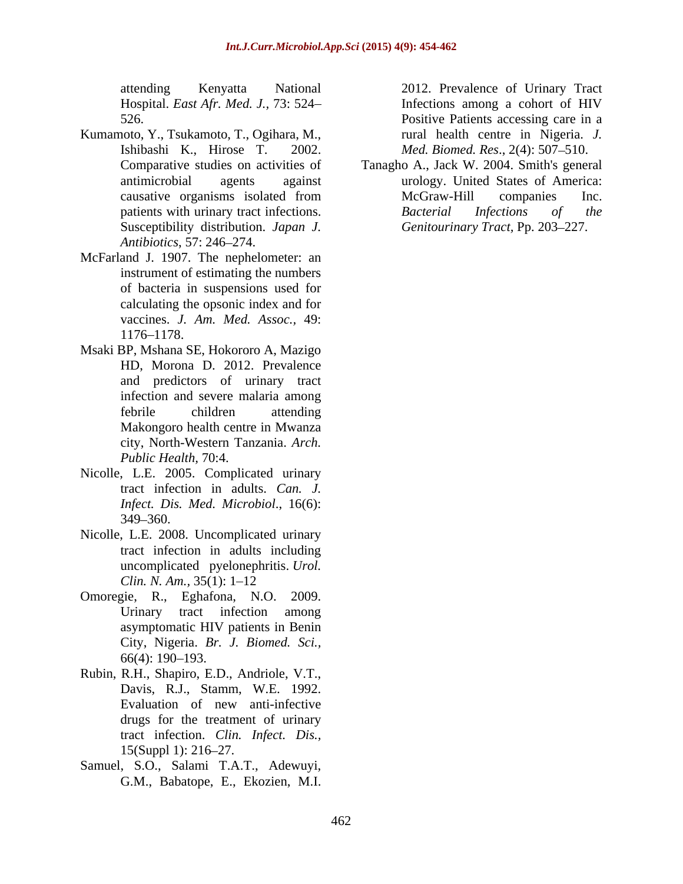attending Kenyatta National Hospital. *East Afr. Med. J.,* 73: 524–526.

Kumamoto, Y., Tsukamoto, T., Ogihara, M., Ishibashi K., Hirose T. 2002. Comparative studies on activities of antimicrobial agents against causative organisms isolated from patients with urinary tract infections. Susceptibility distribution. *Japan J. Antibiotics*, 57: 246–274.

McFarland J. 1907. The nephelometer: an instrument of estimating the numbers of bacteria in suspensions used for calculating the opsonic index and for vaccines. *J. Am. Med. Assoc.,* 49: 1176–1178.

Msaki BP, Mshana SE, Hokororo A, Mazigo HD, Morona D. 2012. Prevalence and predictors of urinary tract infection and severe malaria among febrile children attending Makongoro health centre in Mwanza city, North-Western Tanzania. *Arch. Public Health*, 70:4.

Nicolle, L.E. 2005. Complicated urinary tract infection in adults. *Can. J. Infect. Dis. Med. Microbiol*., 16(6): 349–360.

Nicolle, L.E. 2008. Uncomplicated urinary tract infection in adults including uncomplicated pyelonephritis. *Urol. Clin. N. Am.,* 35(1): 1–12

Omoregie, R., Eghafona, N.O. 2009. Urinary tract infection among asymptomatic HIV patients in Benin City, Nigeria. *Br. J. Biomed. Sci.*, 66(4): 190–193.

Rubin, R.H., Shapiro, E.D., Andriole, V.T., Davis, R.J., Stamm, W.E. 1992. Evaluation of new anti-infective drugs for the treatment of urinary tract infection. *Clin. Infect. Dis.*, 15(Suppl 1): 216–27.

Samuel, S.O., Salami T.A.T., Adewuyi, G.M., Babatope, E., Ekozien, M.I. 2012. Prevalence of Urinary Tract Infections among a cohort of HIV Positive Patients accessing care in a rural health centre in Nigeria. *J. Med. Biomed. Res*., 2(4): 507–510.

Tanagho A., Jack W. 2004. Smith's general urology. United States of America: McGraw-Hill companies Inc. *Bacterial Infections of the Genitourinary Tract,* Pp. 203–227.